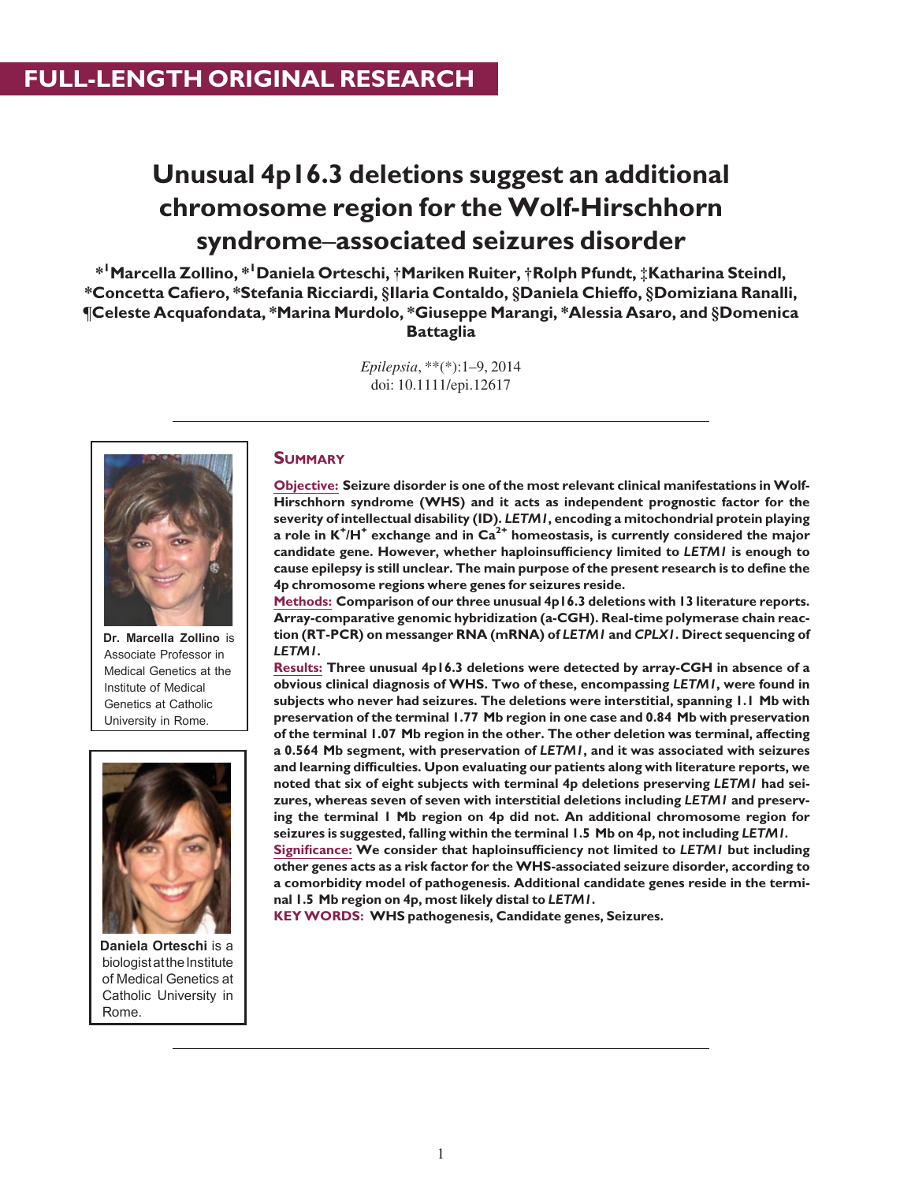FULL-LENGTH ORIGINAL RESEARCH

# Unusual 4p16.3 deletions suggest an additional chromosome region for the Wolf-Hirschhorn syndrome–associated seizures disorder

*[1]Marcella Zollino, *[1]Daniela Orteschi, †Mariken Ruiter, †Rolph Pfundt, ‡Katharina Steindl, *Concetta Cafiero, *Stefania Ricciardi, §Ilaria Contaldo, §Daniela Chieffo, §Domiziana Ranalli, ¶Celeste Acquafondata, *Marina Murdolo, *Giuseppe Marangi, *Alessia Asaro, and §Domenica Battaglia

*Epilepsia*, **(*):1–9, 2014
doi: 10.1111/epi.12617

**Dr. Marcella Zollino** is Associate Professor in Medical Genetics at the Institute of Medical Genetics at Catholic University in Rome.

**Daniela Orteschi** is a biologist at the Institute of Medical Genetics at Catholic University in Rome.

## Summary

**Objective:** Seizure disorder is one of the most relevant clinical manifestations in Wolf-Hirschhorn syndrome (WHS) and it acts as independent prognostic factor for the severity of intellectual disability (ID). *LETM1*, encoding a mitochondrial protein playing a role in $K^+/H^+$ exchange and in $Ca^{2+}$ homeostasis, is currently considered the major candidate gene. However, whether haploinsufficiency limited to *LETM1* is enough to cause epilepsy is still unclear. The main purpose of the present research is to define the 4p chromosome regions where genes for seizures reside.

**Methods:** Comparison of our three unusual 4p16.3 deletions with 13 literature reports. Array-comparative genomic hybridization (a-CGH). Real-time polymerase chain reaction (RT-PCR) on messanger RNA (mRNA) of *LETM1* and *CPLX1*. Direct sequencing of *LETM1*.

**Results:** Three unusual 4p16.3 deletions were detected by array-CGH in absence of a obvious clinical diagnosis of WHS. Two of these, encompassing *LETM1*, were found in subjects who never had seizures. The deletions were interstitial, spanning 1.1 Mb with preservation of the terminal 1.77 Mb region in one case and 0.84 Mb with preservation of the terminal 1.07 Mb region in the other. The other deletion was terminal, affecting a 0.564 Mb segment, with preservation of *LETM1*, and it was associated with seizures and learning difficulties. Upon evaluating our patients along with literature reports, we noted that six of eight subjects with terminal 4p deletions preserving *LETM1* had seizures, whereas seven of seven with interstitial deletions including *LETM1* and preserving the terminal 1 Mb region on 4p did not. An additional chromosome region for seizures is suggested, falling within the terminal 1.5 Mb on 4p, not including *LETM1*.

**Significance:** We consider that haploinsufficiency not limited to *LETM1* but including other genes acts as a risk factor for the WHS-associated seizure disorder, according to a comorbidity model of pathogenesis. Additional candidate genes reside in the terminal 1.5 Mb region on 4p, most likely distal to *LETM1*.

**KEY WORDS:** WHS pathogenesis, Candidate genes, Seizures.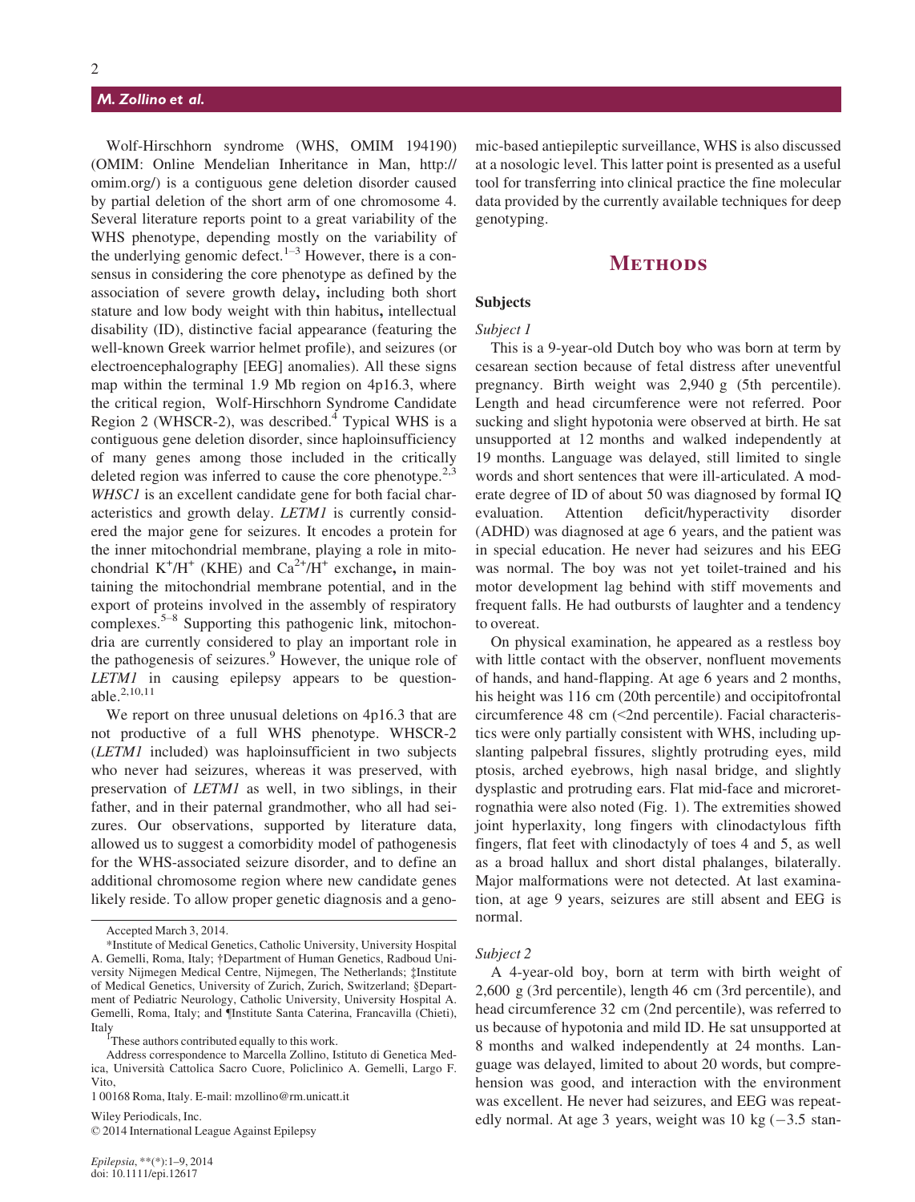Wolf-Hirschhorn syndrome (WHS, OMIM 194190) (OMIM: Online Mendelian Inheritance in Man, http://omim.org/) is a contiguous gene deletion disorder caused by partial deletion of the short arm of one chromosome 4. Several literature reports point to a great variability of the WHS phenotype, depending mostly on the variability of the underlying genomic defect.[1–3] However, there is a consensus in considering the core phenotype as defined by the association of severe growth delay**,** including both short stature and low body weight with thin habitus**,** intellectual disability (ID), distinctive facial appearance (featuring the well-known Greek warrior helmet profile), and seizures (or electroencephalography [EEG] anomalies). All these signs map within the terminal 1.9 Mb region on 4p16.3, where the critical region, Wolf-Hirschhorn Syndrome Candidate Region 2 (WHSCR-2), was described.[4] Typical WHS is a contiguous gene deletion disorder, since haploinsufficiency of many genes among those included in the critically deleted region was inferred to cause the core phenotype.[2,3] *WHSC1* is an excellent candidate gene for both facial characteristics and growth delay. *LETM1* is currently considered the major gene for seizures. It encodes a protein for the inner mitochondrial membrane, playing a role in mitochondrial $K^+/H^+$ (KHE) and $Ca^{2+}/H^+$ exchange**,** in maintaining the mitochondrial membrane potential, and in the export of proteins involved in the assembly of respiratory complexes.[5–8] Supporting this pathogenic link, mitochondria are currently considered to play an important role in the pathogenesis of seizures.[9] However, the unique role of *LETM1* in causing epilepsy appears to be questionable.[2,10,11]

We report on three unusual deletions on 4p16.3 that are not productive of a full WHS phenotype. WHSCR-2 (*LETM1* included) was haploinsufficient in two subjects who never had seizures, whereas it was preserved, with preservation of *LETM1* as well, in two siblings, in their father, and in their paternal grandmother, who all had seizures. Our observations, supported by literature data, allowed us to suggest a comorbidity model of pathogenesis for the WHS-associated seizure disorder, and to define an additional chromosome region where new candidate genes likely reside. To allow proper genetic diagnosis and a genomic-based antiepileptic surveillance, WHS is also discussed at a nosologic level. This latter point is presented as a useful tool for transferring into clinical practice the fine molecular data provided by the currently available techniques for deep genotyping.

Accepted March 3, 2014.

*Institute of Medical Genetics, Catholic University, University Hospital A. Gemelli, Roma, Italy; †Department of Human Genetics, Radboud University Nijmegen Medical Centre, Nijmegen, The Netherlands; ‡Institute of Medical Genetics, University of Zurich, Zurich, Switzerland; §Department of Pediatric Neurology, Catholic University, University Hospital A. Gemelli, Roma, Italy; and ¶Institute Santa Caterina, Francavilla (Chieti), Italy

[1]These authors contributed equally to this work.

Address correspondence to Marcella Zollino, Istituto di Genetica Medica, Università Cattolica Sacro Cuore, Policlinico A. Gemelli, Largo F. Vito,

1 00168 Roma, Italy. E-mail: mzollino@rm.unicatt.it

Wiley Periodicals, Inc.
© 2014 International League Against Epilepsy

## Methods

### Subjects

#### *Subject 1*

This is a 9-year-old Dutch boy who was born at term by cesarean section because of fetal distress after uneventful pregnancy. Birth weight was 2,940 g (5th percentile). Length and head circumference were not referred. Poor sucking and slight hypotonia were observed at birth. He sat unsupported at 12 months and walked independently at 19 months. Language was delayed, still limited to single words and short sentences that were ill-articulated. A moderate degree of ID of about 50 was diagnosed by formal IQ evaluation. Attention deficit/hyperactivity disorder (ADHD) was diagnosed at age 6 years, and the patient was in special education. He never had seizures and his EEG was normal. The boy was not yet toilet-trained and his motor development lag behind with stiff movements and frequent falls. He had outbursts of laughter and a tendency to overeat.

On physical examination, he appeared as a restless boy with little contact with the observer, nonfluent movements of hands, and hand-flapping. At age 6 years and 2 months, his height was 116 cm (20th percentile) and occipitofrontal circumference 48 cm (<2nd percentile). Facial characteristics were only partially consistent with WHS, including upslanting palpebral fissures, slightly protruding eyes, mild ptosis, arched eyebrows, high nasal bridge, and slightly dysplastic and protruding ears. Flat mid-face and microretrognathia were also noted (Fig. 1). The extremities showed joint hyperlaxity, long fingers with clinodactylous fifth fingers, flat feet with clinodactyly of toes 4 and 5, as well as a broad hallux and short distal phalanges, bilaterally. Major malformations were not detected. At last examination, at age 9 years, seizures are still absent and EEG is normal.

#### *Subject 2*

A 4-year-old boy, born at term with birth weight of 2,600 g (3rd percentile), length 46 cm (3rd percentile), and head circumference 32 cm (2nd percentile), was referred to us because of hypotonia and mild ID. He sat unsupported at 8 months and walked independently at 24 months. Language was delayed, limited to about 20 words, but comprehension was good, and interaction with the environment was excellent. He never had seizures, and EEG was repeatedly normal. At age 3 years, weight was 10 kg (−3.5 stan-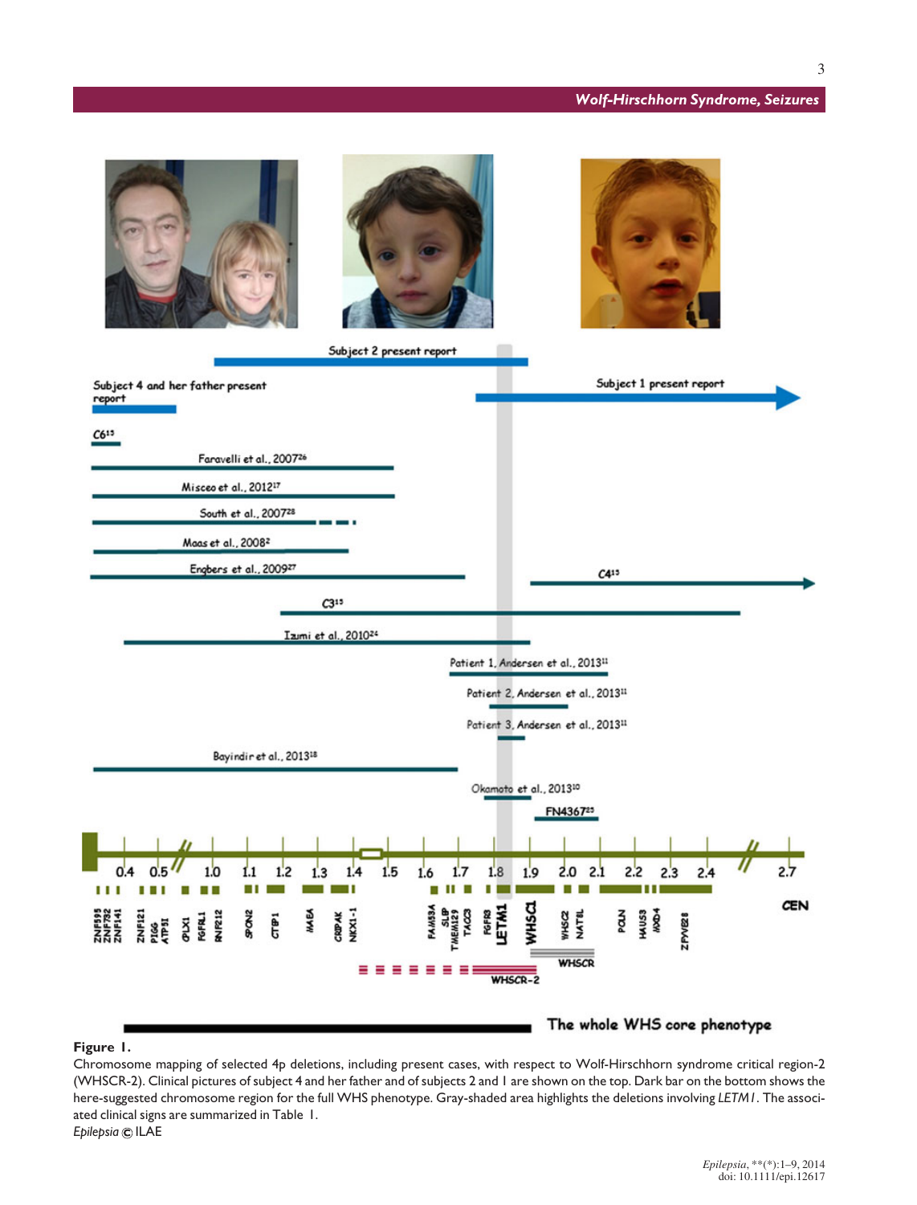**Figure 1.**
Chromosome mapping of selected 4p deletions, including present cases, with respect to Wolf-Hirschhorn syndrome critical region-2 (WHSCR-2). Clinical pictures of subject 4 and her father and of subjects 2 and 1 are shown on the top. Dark bar on the bottom shows the here-suggested chromosome region for the full WHS phenotype. Gray-shaded area highlights the deletions involving *LETM1*. The associated clinical signs are summarized in Table 1.
*Epilepsia* © ILAE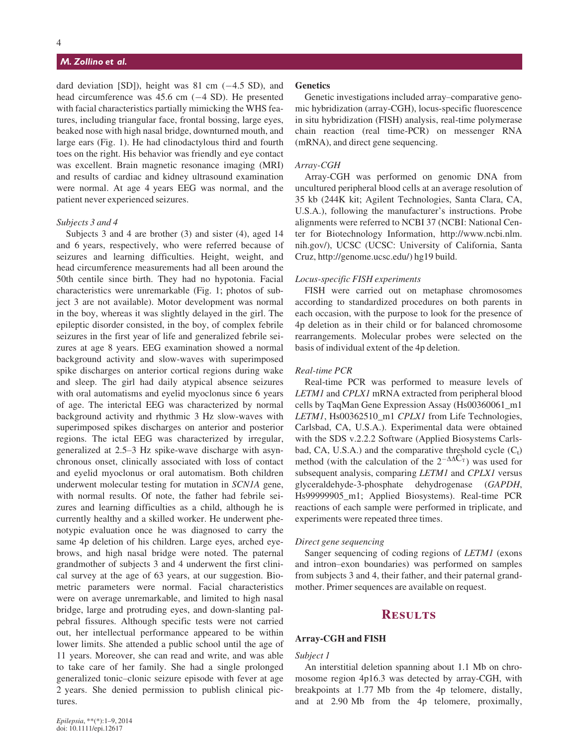dard deviation [SD]), height was 81 cm (−4.5 SD), and head circumference was 45.6 cm (−4 SD). He presented with facial characteristics partially mimicking the WHS features, including triangular face, frontal bossing, large eyes, beaked nose with high nasal bridge, downturned mouth, and large ears (Fig. 1). He had clinodactylous third and fourth toes on the right. His behavior was friendly and eye contact was excellent. Brain magnetic resonance imaging (MRI) and results of cardiac and kidney ultrasound examination were normal. At age 4 years EEG was normal, and the patient never experienced seizures.

*Subjects 3 and 4*

Subjects 3 and 4 are brother (3) and sister (4), aged 14 and 6 years, respectively, who were referred because of seizures and learning difficulties. Height, weight, and head circumference measurements had all been around the 50th centile since birth. They had no hypotonia. Facial characteristics were unremarkable (Fig. 1; photos of subject 3 are not available). Motor development was normal in the boy, whereas it was slightly delayed in the girl. The epileptic disorder consisted, in the boy, of complex febrile seizures in the first year of life and generalized febrile seizures at age 8 years. EEG examination showed a normal background activity and slow-waves with superimposed spike discharges on anterior cortical regions during wake and sleep. The girl had daily atypical absence seizures with oral automatisms and eyelid myoclonus since 6 years of age. The interictal EEG was characterized by normal background activity and rhythmic 3 Hz slow-waves with superimposed spikes discharges on anterior and posterior regions. The ictal EEG was characterized by irregular, generalized at 2.5–3 Hz spike-wave discharge with asynchronous onset, clinically associated with loss of contact and eyelid myoclonus or oral automatism. Both children underwent molecular testing for mutation in *SCN1A* gene, with normal results. Of note, the father had febrile seizures and learning difficulties as a child, although he is currently healthy and a skilled worker. He underwent phenotypic evaluation once he was diagnosed to carry the same 4p deletion of his children. Large eyes, arched eyebrows, and high nasal bridge were noted. The paternal grandmother of subjects 3 and 4 underwent the first clinical survey at the age of 63 years, at our suggestion. Biometric parameters were normal. Facial characteristics were on average unremarkable, and limited to high nasal bridge, large and protruding eyes, and down-slanting palpebral fissures. Although specific tests were not carried out, her intellectual performance appeared to be within lower limits. She attended a public school until the age of 11 years. Moreover, she can read and write, and was able to take care of her family. She had a single prolonged generalized tonic–clonic seizure episode with fever at age 2 years. She denied permission to publish clinical pictures.

### Genetics

Genetic investigations included array–comparative genomic hybridization (array-CGH), locus-specific fluorescence in situ hybridization (FISH) analysis, real-time polymerase chain reaction (real time-PCR) on messenger RNA (mRNA), and direct gene sequencing.

*Array-CGH*

Array-CGH was performed on genomic DNA from uncultured peripheral blood cells at an average resolution of 35 kb (244K kit; Agilent Technologies, Santa Clara, CA, U.S.A.), following the manufacturer's instructions. Probe alignments were referred to NCBI 37 (NCBI: National Center for Biotechnology Information, http://www.ncbi.nlm.nih.gov/), UCSC (UCSC: University of California, Santa Cruz, http://genome.ucsc.edu/) hg19 build.

*Locus-specific FISH experiments*

FISH were carried out on metaphase chromosomes according to standardized procedures on both parents in each occasion, with the purpose to look for the presence of 4p deletion as in their child or for balanced chromosome rearrangements. Molecular probes were selected on the basis of individual extent of the 4p deletion.

*Real-time PCR*

Real-time PCR was performed to measure levels of *LETM1* and *CPLX1* mRNA extracted from peripheral blood cells by TaqMan Gene Expression Assay (Hs00360061_m1 *LETM1*, Hs00362510_m1 *CPLX1* from Life Technologies, Carlsbad, CA, U.S.A.). Experimental data were obtained with the SDS v.2.2.2 Software (Applied Biosystems Carlsbad, CA, U.S.A.) and the comparative threshold cycle ($C_t$) method (with the calculation of the $2^{-\Delta\Delta C_T}$) was used for subsequent analysis, comparing *LETM1* and *CPLX1* versus glyceraldehyde-3-phosphate dehydrogenase (*GAPDH*, Hs99999905_m1; Applied Biosystems). Real-time PCR reactions of each sample were performed in triplicate, and experiments were repeated three times.

*Direct gene sequencing*

Sanger sequencing of coding regions of *LETM1* (exons and intron–exon boundaries) was performed on samples from subjects 3 and 4, their father, and their paternal grandmother. Primer sequences are available on request.

## Results

### Array-CGH and FISH

*Subject 1*

An interstitial deletion spanning about 1.1 Mb on chromosome region 4p16.3 was detected by array-CGH, with breakpoints at 1.77 Mb from the 4p telomere, distally, and at 2.90 Mb from the 4p telomere, proximally,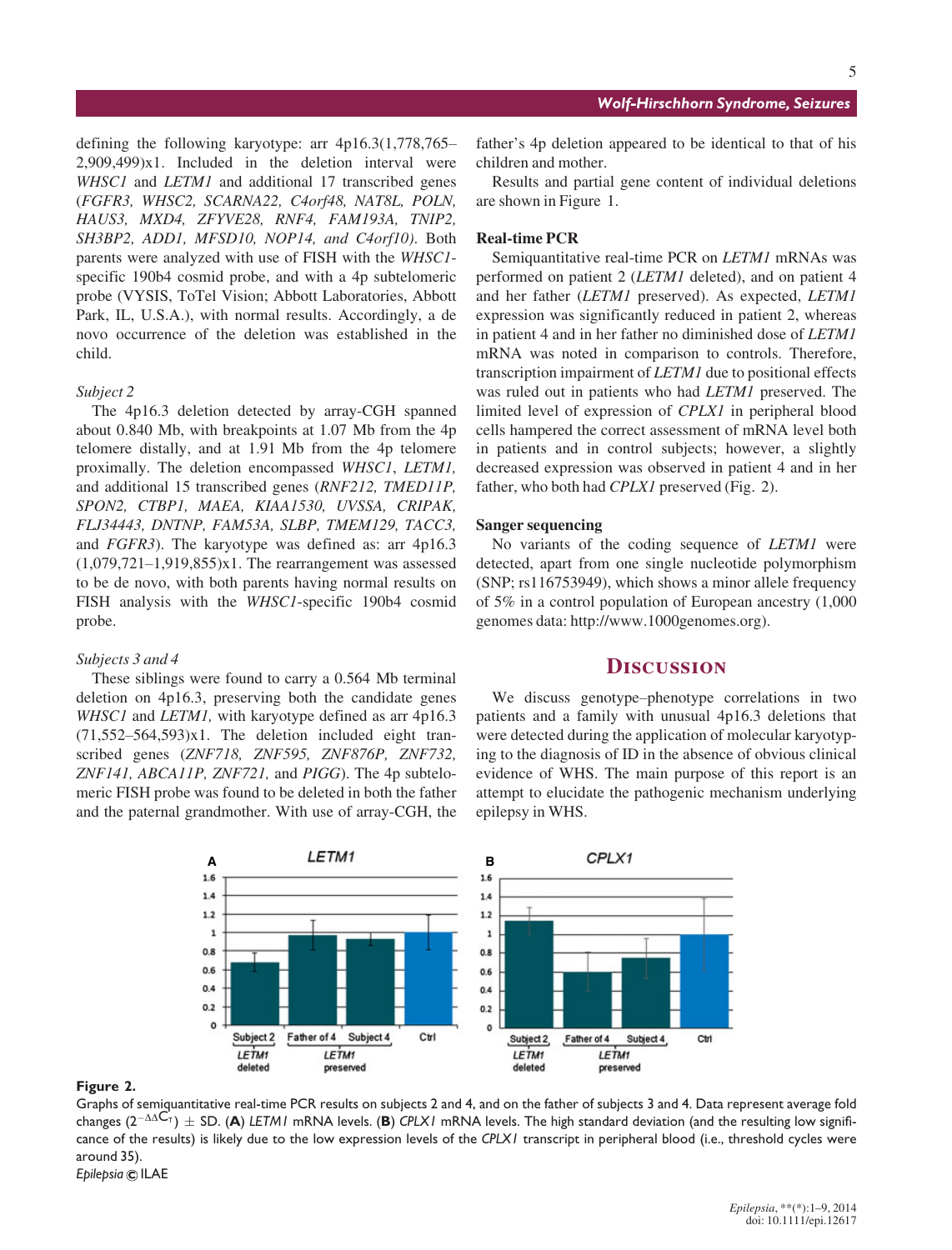defining the following karyotype: arr 4p16.3(1,778,765–2,909,499)x1. Included in the deletion interval were *WHSC1* and *LETM1* and additional 17 transcribed genes (*FGFR3, WHSC2, SCARNA22, C4orf48, NAT8L, POLN, HAUS3, MXD4, ZFYVE28, RNF4, FAM193A, TNIP2, SH3BP2, ADD1, MFSD10, NOP14, and C4orf10)*. Both parents were analyzed with use of FISH with the *WHSC1*-specific 190b4 cosmid probe, and with a 4p subtelomeric probe (VYSIS, ToTel Vision; Abbott Laboratories, Abbott Park, IL, U.S.A.), with normal results. Accordingly, a de novo occurrence of the deletion was established in the child.

#### *Subject 2*

The 4p16.3 deletion detected by array-CGH spanned about 0.840 Mb, with breakpoints at 1.07 Mb from the 4p telomere distally, and at 1.91 Mb from the 4p telomere proximally. The deletion encompassed *WHSC1*, *LETM1,* and additional 15 transcribed genes (*RNF212, TMED11P, SPON2, CTBP1, MAEA, KIAA1530, UVSSA, CRIPAK, FLJ34443, DNTNP, FAM53A, SLBP, TMEM129, TACC3,* and *FGFR3*). The karyotype was defined as: arr 4p16.3 (1,079,721–1,919,855)x1. The rearrangement was assessed to be de novo, with both parents having normal results on FISH analysis with the *WHSC1*-specific 190b4 cosmid probe.

#### *Subjects 3 and 4*

These siblings were found to carry a 0.564 Mb terminal deletion on 4p16.3, preserving both the candidate genes *WHSC1* and *LETM1,* with karyotype defined as arr 4p16.3 (71,552–564,593)x1. The deletion included eight transcribed genes (*ZNF718, ZNF595, ZNF876P, ZNF732, ZNF141, ABCA11P, ZNF721,* and *PIGG*). The 4p subtelomeric FISH probe was found to be deleted in both the father and the paternal grandmother. With use of array-CGH, the father's 4p deletion appeared to be identical to that of his children and mother.

Results and partial gene content of individual deletions are shown in Figure 1.

### Real-time PCR

Semiquantitative real-time PCR on *LETM1* mRNAs was performed on patient 2 (*LETM1* deleted), and on patient 4 and her father (*LETM1* preserved). As expected, *LETM1* expression was significantly reduced in patient 2, whereas in patient 4 and in her father no diminished dose of *LETM1* mRNA was noted in comparison to controls. Therefore, transcription impairment of *LETM1* due to positional effects was ruled out in patients who had *LETM1* preserved. The limited level of expression of *CPLX1* in peripheral blood cells hampered the correct assessment of mRNA level both in patients and in control subjects; however, a slightly decreased expression was observed in patient 4 and in her father, who both had *CPLX1* preserved (Fig. 2).

### Sanger sequencing

No variants of the coding sequence of *LETM1* were detected, apart from one single nucleotide polymorphism (SNP; rs116753949), which shows a minor allele frequency of 5% in a control population of European ancestry (1,000 genomes data: http://www.1000genomes.org).

## Discussion

We discuss genotype–phenotype correlations in two patients and a family with unusual 4p16.3 deletions that were detected during the application of molecular karyotyping to the diagnosis of ID in the absence of obvious clinical evidence of WHS. The main purpose of this report is an attempt to elucidate the pathogenic mechanism underlying epilepsy in WHS.

**Figure 2.**
Graphs of semiquantitative real-time PCR results on subjects 2 and 4, and on the father of subjects 3 and 4. Data represent average fold changes ($2^{-\Delta\Delta C_T}$) ± SD. (**A**) *LETM1* mRNA levels. (**B**) *CPLX1* mRNA levels. The high standard deviation (and the resulting low significance of the results) is likely due to the low expression levels of the *CPLX1* transcript in peripheral blood (i.e., threshold cycles were around 35).
*Epilepsia* © ILAE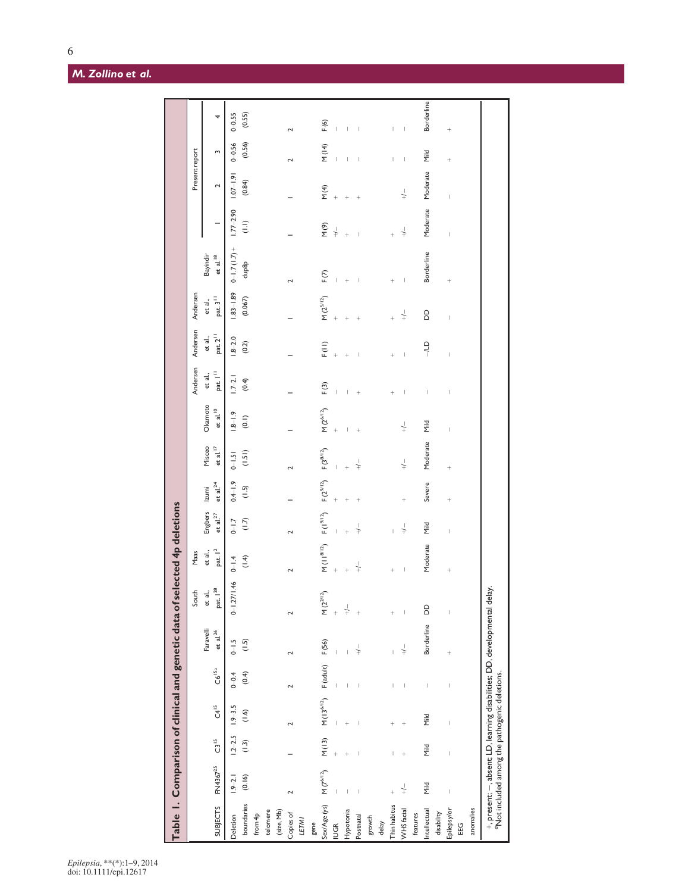**Table 1. Comparison of clinical and genetic data of selected 4p deletions**

| SUBJECTS | FN43672[25] | C3[15] | C4[15] | C6[15] [a] | Faravelli et al.[26] | South et al., pat. 1[28] | Maas et al., pat. 1[2] | Engbers et al.[27] | Izumi et al.[24] | Misceo et al.[17] | Okamoto et al.[10] | Andersen et al., pat. 1[11] | Andersen et al., pat. 2[11] | Andersen et al., pat. 3[11] | Bayindir et al.[18] | Present report 1 | Present report 2 | Present report 3 | Present report 4 |
|---|---|---|---|---|---|---|---|---|---|---|---|---|---|---|---|---|---|---|---|
| Deletion boundaries from 4p telomere (size, Mb) | 1.9–2.1 (0.16) | 1.2–2.5 (1.3) | 1.9–3.5 (1.6) | 0–0.4 (0.4) | 0–1.5 (1.5) | 0–1.27/1.46 | 0–1.4 (1.4) | 0–1.7 (1.7) | 0.4–1.9 (1.5) | 0–1.51 (1.51) | 1.8–1.9 (0.1) | 1.7–2.1 (0.4) | 1.8–2.0 (0.2) | 1.83–1.89 (0.067) | 0–1.7 (1.7) + dup8p | 1.77–2.90 (1.1) | 1.07–1.91 (0.84) | 0–0.56 (0.56) | 0–0.55 (0.55) |
| Copies of *LETM1* gene | 2 | 1 | 2 | 2 | 2 | 2 | 2 | 2 | 1 | 2 | 1 | 1 | 1 | 1 | 2 | 1 | 1 | 2 | 2 |
| Sex/Age (ys) | M ($7^{6/12}$) | M (13) | M ($13^{6/12}$) | F (adult) | F (56) | M ($2^{2/12}$) | M ($11^{8/12}$) | F ($1^{9/12}$) | F ($2^{9/12}$) | F ($3^{8/12}$) | M ($2^{6/12}$) | F (3) | F (11) | M ($2^{5/12}$) | F (7) | M (9) | M (4) | M (14) | F (6) |
| IUGR | – | + | – | – | – | + | + | – | + | – | + | – | + | + | – | +/– | + | – | – |
| Hypotonia | – | + | + | – | – | +/– | + | + | + | + | – | – | + | + | + | + | + | – | – |
| Postnatal growth delay | – | – | – | – | +/– | + | +/– | +/– | + | +/– | + | + | – | + | – | – | + | – | – |
| Thin habitus | + | – | + | – | – | + | + | – | | | | + | + | + | + | + | | – | – |
| WHS facial features | +/– | + | + | – | +/– | – | – | +/– | + | +/– | +/– | – | – | +/– | – | +/– | +/– | – | – |
| Intellectual disability | Mild | Mild | Mild | – | Borderline | DD | Moderate | Mild | Severe | Moderate | Mild | – | –/LD | DD | Borderline | Moderate | Moderate | Mild | Borderline |
| Epilepsy/or EEG anomalies | – | – | – | – | + | – | + | – | + | + | – | – | – | – | + | – | – | + | + |

+, present; –, absent; LD, learning disabilities; DD, developmental delay.
[a]Not included among the pathogenic deletions.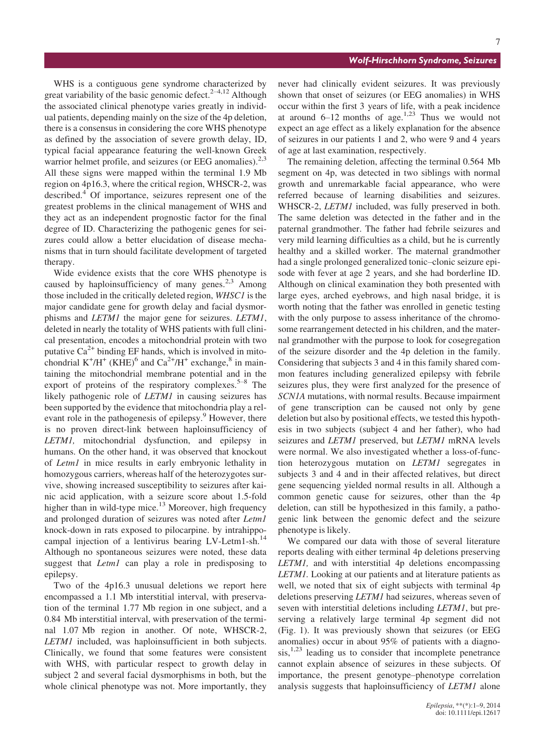WHS is a contiguous gene syndrome characterized by great variability of the basic genomic defect.[2–4,12] Although the associated clinical phenotype varies greatly in individual patients, depending mainly on the size of the 4p deletion, there is a consensus in considering the core WHS phenotype as defined by the association of severe growth delay, ID, typical facial appearance featuring the well-known Greek warrior helmet profile, and seizures (or EEG anomalies).[2,3] All these signs were mapped within the terminal 1.9 Mb region on 4p16.3, where the critical region, WHSCR-2, was described.[4] Of importance, seizures represent one of the greatest problems in the clinical management of WHS and they act as an independent prognostic factor for the final degree of ID. Characterizing the pathogenic genes for seizures could allow a better elucidation of disease mechanisms that in turn should facilitate development of targeted therapy.

Wide evidence exists that the core WHS phenotype is caused by haploinsufficiency of many genes.[2,3] Among those included in the critically deleted region, *WHSC1* is the major candidate gene for growth delay and facial dysmorphisms and *LETM1* the major gene for seizures. *LETM1*, deleted in nearly the totality of WHS patients with full clinical presentation, encodes a mitochondrial protein with two putative $Ca^{2+}$ binding EF hands, which is involved in mitochondrial $K^{+}/H^{+}$ (KHE)[6] and $Ca^{2+}/H^{+}$ exchange,[8] in maintaining the mitochondrial membrane potential and in the export of proteins of the respiratory complexes.[5–8] The likely pathogenic role of *LETM1* in causing seizures has been supported by the evidence that mitochondria play a relevant role in the pathogenesis of epilepsy.[9] However, there is no proven direct-link between haploinsufficiency of *LETM1,* mitochondrial dysfunction, and epilepsy in humans. On the other hand, it was observed that knockout of *Letm1* in mice results in early embryonic lethality in homozygous carriers, whereas half of the heterozygotes survive, showing increased susceptibility to seizures after kainic acid application, with a seizure score about 1.5-fold higher than in wild-type mice.[13] Moreover, high frequency and prolonged duration of seizures was noted after *Letm1* knock-down in rats exposed to pilocarpine. by intrahippocampal injection of a lentivirus bearing LV-Letm1-sh.[14] Although no spontaneous seizures were noted, these data suggest that *Letm1* can play a role in predisposing to epilepsy.

Two of the 4p16.3 unusual deletions we report here encompassed a 1.1 Mb interstitial interval, with preservation of the terminal 1.77 Mb region in one subject, and a 0.84 Mb interstitial interval, with preservation of the terminal 1.07 Mb region in another. Of note, WHSCR-2, *LETM1* included, was haploinsufficient in both subjects. Clinically, we found that some features were consistent with WHS, with particular respect to growth delay in subject 2 and several facial dysmorphisms in both, but the whole clinical phenotype was not. More importantly, they never had clinically evident seizures. It was previously shown that onset of seizures (or EEG anomalies) in WHS occur within the first 3 years of life, with a peak incidence at around 6–12 months of age.[1,23] Thus we would not expect an age effect as a likely explanation for the absence of seizures in our patients 1 and 2, who were 9 and 4 years of age at last examination, respectively.

The remaining deletion, affecting the terminal 0.564 Mb segment on 4p, was detected in two siblings with normal growth and unremarkable facial appearance, who were referred because of learning disabilities and seizures. WHSCR-2, *LETM1* included, was fully preserved in both. The same deletion was detected in the father and in the paternal grandmother. The father had febrile seizures and very mild learning difficulties as a child, but he is currently healthy and a skilled worker. The maternal grandmother had a single prolonged generalized tonic–clonic seizure episode with fever at age 2 years, and she had borderline ID. Although on clinical examination they both presented with large eyes, arched eyebrows, and high nasal bridge, it is worth noting that the father was enrolled in genetic testing with the only purpose to assess inheritance of the chromosome rearrangement detected in his children, and the maternal grandmother with the purpose to look for cosegregation of the seizure disorder and the 4p deletion in the family. Considering that subjects 3 and 4 in this family shared common features including generalized epilepsy with febrile seizures plus, they were first analyzed for the presence of *SCN1A* mutations, with normal results. Because impairment of gene transcription can be caused not only by gene deletion but also by positional effects, we tested this hypothesis in two subjects (subject 4 and her father), who had seizures and *LETM1* preserved, but *LETM1* mRNA levels were normal. We also investigated whether a loss-of-function heterozygous mutation on *LETM1* segregates in subjects 3 and 4 and in their affected relatives, but direct gene sequencing yielded normal results in all. Although a common genetic cause for seizures, other than the 4p deletion, can still be hypothesized in this family, a pathogenic link between the genomic defect and the seizure phenotype is likely.

We compared our data with those of several literature reports dealing with either terminal 4p deletions preserving *LETM1,* and with interstitial 4p deletions encompassing *LETM1.* Looking at our patients and at literature patients as well, we noted that six of eight subjects with terminal 4p deletions preserving *LETM1* had seizures, whereas seven of seven with interstitial deletions including *LETM1*, but preserving a relatively large terminal 4p segment did not (Fig. 1). It was previously shown that seizures (or EEG anomalies) occur in about 95% of patients with a diagnosis,[1,23] leading us to consider that incomplete penetrance cannot explain absence of seizures in these subjects. Of importance, the present genotype–phenotype correlation analysis suggests that haploinsufficiency of *LETM1* alone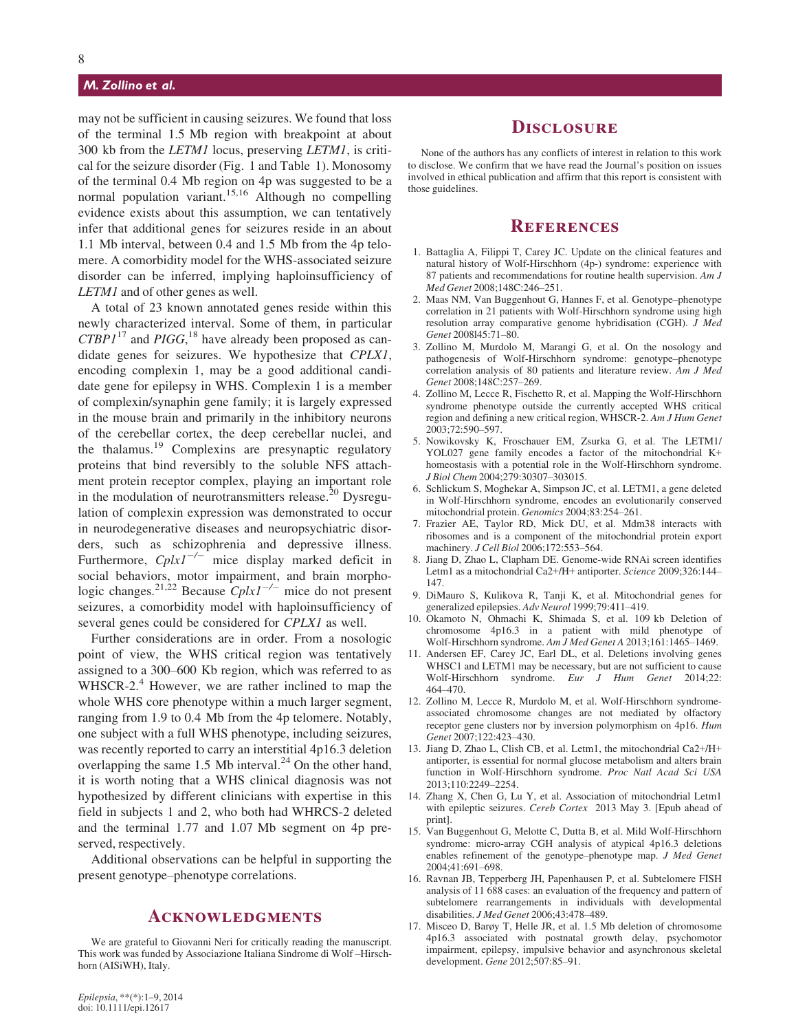may not be sufficient in causing seizures. We found that loss of the terminal 1.5 Mb region with breakpoint at about 300 kb from the *LETM1* locus, preserving *LETM1*, is critical for the seizure disorder (Fig. 1 and Table 1). Monosomy of the terminal 0.4 Mb region on 4p was suggested to be a normal population variant.[15,16] Although no compelling evidence exists about this assumption, we can tentatively infer that additional genes for seizures reside in an about 1.1 Mb interval, between 0.4 and 1.5 Mb from the 4p telomere. A comorbidity model for the WHS-associated seizure disorder can be inferred, implying haploinsufficiency of *LETM1* and of other genes as well.

A total of 23 known annotated genes reside within this newly characterized interval. Some of them, in particular *CTBP1*[17] and *PIGG*,[18] have already been proposed as candidate genes for seizures. We hypothesize that *CPLX1*, encoding complexin 1, may be a good additional candidate gene for epilepsy in WHS. Complexin 1 is a member of complexin/synaphin gene family; it is largely expressed in the mouse brain and primarily in the inhibitory neurons of the cerebellar cortex, the deep cerebellar nuclei, and the thalamus.[19] Complexins are presynaptic regulatory proteins that bind reversibly to the soluble NFS attachment protein receptor complex, playing an important role in the modulation of neurotransmitters release.[20] Dysregulation of complexin expression was demonstrated to occur in neurodegenerative diseases and neuropsychiatric disorders, such as schizophrenia and depressive illness. Furthermore, $Cplx1^{-/-}$ mice display marked deficit in social behaviors, motor impairment, and brain morphologic changes.[21,22] Because $Cplx1^{-/-}$ mice do not present seizures, a comorbidity model with haploinsufficiency of several genes could be considered for *CPLX1* as well.

Further considerations are in order. From a nosologic point of view, the WHS critical region was tentatively assigned to a 300–600 Kb region, which was referred to as WHSCR-2.[4] However, we are rather inclined to map the whole WHS core phenotype within a much larger segment, ranging from 1.9 to 0.4 Mb from the 4p telomere. Notably, one subject with a full WHS phenotype, including seizures, was recently reported to carry an interstitial 4p16.3 deletion overlapping the same 1.5 Mb interval.[24] On the other hand, it is worth noting that a WHS clinical diagnosis was not hypothesized by different clinicians with expertise in this field in subjects 1 and 2, who both had WHRCS-2 deleted and the terminal 1.77 and 1.07 Mb segment on 4p preserved, respectively.

Additional observations can be helpful in supporting the present genotype–phenotype correlations.

## Acknowledgments

We are grateful to Giovanni Neri for critically reading the manuscript. This work was funded by Associazione Italiana Sindrome di Wolf –Hirschhorn (AISiWH), Italy.

## Disclosure

None of the authors has any conflicts of interest in relation to this work to disclose. We confirm that we have read the Journal's position on issues involved in ethical publication and affirm that this report is consistent with those guidelines.

## References

1. Battaglia A, Filippi T, Carey JC. Update on the clinical features and natural history of Wolf-Hirschhorn (4p-) syndrome: experience with 87 patients and recommendations for routine health supervision. *Am J Med Genet* 2008;148C:246–251.
2. Maas NM, Van Buggenhout G, Hannes F, et al. Genotype–phenotype correlation in 21 patients with Wolf-Hirschhorn syndrome using high resolution array comparative genome hybridisation (CGH). *J Med Genet* 2008l45:71–80.
3. Zollino M, Murdolo M, Marangi G, et al. On the nosology and pathogenesis of Wolf-Hirschhorn syndrome: genotype–phenotype correlation analysis of 80 patients and literature review. *Am J Med Genet* 2008;148C:257–269.
4. Zollino M, Lecce R, Fischetto R, et al. Mapping the Wolf-Hirschhorn syndrome phenotype outside the currently accepted WHS critical region and defining a new critical region, WHSCR-2. *Am J Hum Genet* 2003;72:590–597.
5. Nowikovsky K, Froschauer EM, Zsurka G, et al. The LETM1/YOL027 gene family encodes a factor of the mitochondrial K+ homeostasis with a potential role in the Wolf-Hirschhorn syndrome. *J Biol Chem* 2004;279:30307–303015.
6. Schlickum S, Moghekar A, Simpson JC, et al. LETM1, a gene deleted in Wolf-Hirschhorn syndrome, encodes an evolutionarily conserved mitochondrial protein. *Genomics* 2004;83:254–261.
7. Frazier AE, Taylor RD, Mick DU, et al. Mdm38 interacts with ribosomes and is a component of the mitochondrial protein export machinery. *J Cell Biol* 2006;172:553–564.
8. Jiang D, Zhao L, Clapham DE. Genome-wide RNAi screen identifies Letm1 as a mitochondrial Ca2+/H+ antiporter. *Science* 2009;326:144–147.
9. DiMauro S, Kulikova R, Tanji K, et al. Mitochondrial genes for generalized epilepsies. *Adv Neurol* 1999;79:411–419.
10. Okamoto N, Ohmachi K, Shimada S, et al. 109 kb Deletion of chromosome 4p16.3 in a patient with mild phenotype of Wolf-Hirschhorn syndrome. *Am J Med Genet A* 2013;161:1465–1469.
11. Andersen EF, Carey JC, Earl DL, et al. Deletions involving genes WHSC1 and LETM1 may be necessary, but are not sufficient to cause Wolf-Hirschhorn syndrome. *Eur J Hum Genet* 2014;22:464–470.
12. Zollino M, Lecce R, Murdolo M, et al. Wolf-Hirschhorn syndrome-associated chromosome changes are not mediated by olfactory receptor gene clusters nor by inversion polymorphism on 4p16. *Hum Genet* 2007;122:423–430.
13. Jiang D, Zhao L, Clish CB, et al. Letm1, the mitochondrial Ca2+/H+ antiporter, is essential for normal glucose metabolism and alters brain function in Wolf-Hirschhorn syndrome. *Proc Natl Acad Sci USA* 2013;110:2249–2254.
14. Zhang X, Chen G, Lu Y, et al. Association of mitochondrial Letm1 with epileptic seizures. *Cereb Cortex* 2013 May 3. [Epub ahead of print].
15. Van Buggenhout G, Melotte C, Dutta B, et al. Mild Wolf-Hirschhorn syndrome: micro-array CGH analysis of atypical 4p16.3 deletions enables refinement of the genotype–phenotype map. *J Med Genet* 2004;41:691–698.
16. Ravnan JB, Tepperberg JH, Papenhausen P, et al. Subtelomere FISH analysis of 11 688 cases: an evaluation of the frequency and pattern of subtelomere rearrangements in individuals with developmental disabilities. *J Med Genet* 2006;43:478–489.
17. Misceo D, Barøy T, Helle JR, et al. 1.5 Mb deletion of chromosome 4p16.3 associated with postnatal growth delay, psychomotor impairment, epilepsy, impulsive behavior and asynchronous skeletal development. *Gene* 2012;507:85–91.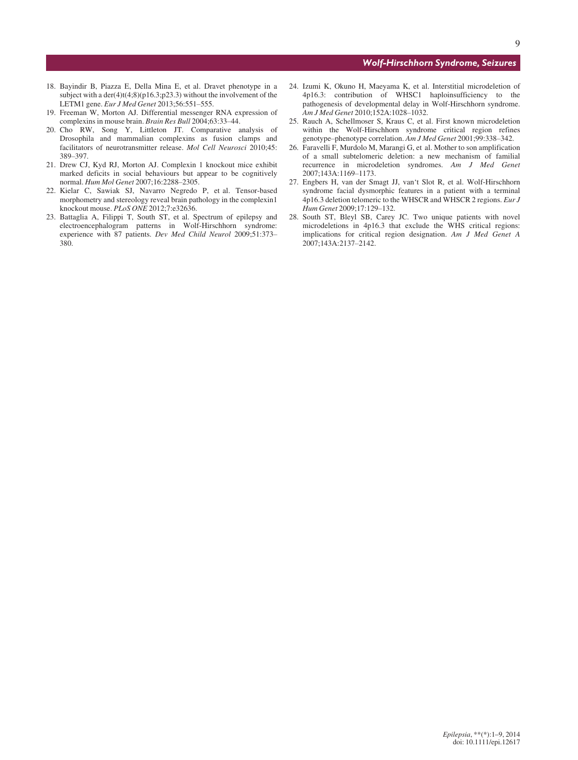18. Bayindir B, Piazza E, Della Mina E, et al. Dravet phenotype in a subject with a der(4)t(4;8)(p16.3;p23.3) without the involvement of the LETM1 gene. *Eur J Med Genet* 2013;56:551–555.
19. Freeman W, Morton AJ. Differential messenger RNA expression of complexins in mouse brain. *Brain Res Bull* 2004;63:33–44.
20. Cho RW, Song Y, Littleton JT. Comparative analysis of Drosophila and mammalian complexins as fusion clamps and facilitators of neurotransmitter release. *Mol Cell Neurosci* 2010;45: 389–397.
21. Drew CJ, Kyd RJ, Morton AJ. Complexin 1 knockout mice exhibit marked deficits in social behaviours but appear to be cognitively normal. *Hum Mol Genet* 2007;16:2288–2305.
22. Kielar C, Sawiak SJ, Navarro Negredo P, et al. Tensor-based morphometry and stereology reveal brain pathology in the complexin1 knockout mouse. *PLoS ONE* 2012;7:e32636.
23. Battaglia A, Filippi T, South ST, et al. Spectrum of epilepsy and electroencephalogram patterns in Wolf-Hirschhorn syndrome: experience with 87 patients. *Dev Med Child Neurol* 2009;51:373–380.
24. Izumi K, Okuno H, Maeyama K, et al. Interstitial microdeletion of 4p16.3: contribution of WHSC1 haploinsufficiency to the pathogenesis of developmental delay in Wolf-Hirschhorn syndrome. *Am J Med Genet* 2010;152A:1028–1032.
25. Rauch A, Schellmoser S, Kraus C, et al. First known microdeletion within the Wolf-Hirschhorn syndrome critical region refines genotype–phenotype correlation. *Am J Med Genet* 2001;99:338–342.
26. Faravelli F, Murdolo M, Marangi G, et al. Mother to son amplification of a small subtelomeric deletion: a new mechanism of familial recurrence in microdeletion syndromes. *Am J Med Genet* 2007;143A:1169–1173.
27. Engbers H, van der Smagt JJ, van't Slot R, et al. Wolf-Hirschhorn syndrome facial dysmorphic features in a patient with a terminal 4p16.3 deletion telomeric to the WHSCR and WHSCR 2 regions. *Eur J Hum Genet* 2009;17:129–132.
28. South ST, Bleyl SB, Carey JC. Two unique patients with novel microdeletions in 4p16.3 that exclude the WHS critical regions: implications for critical region designation. *Am J Med Genet A* 2007;143A:2137–2142.